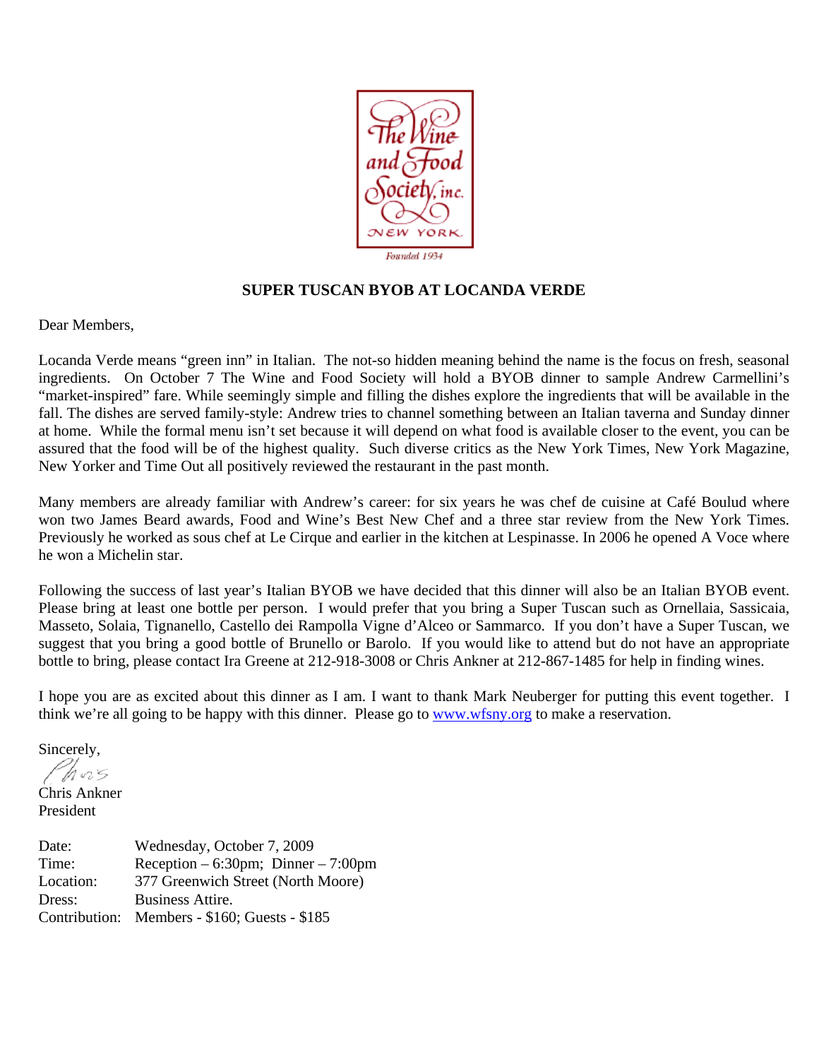The Wine and Food Society, inc. NEW YORK

Founded 1934

## SUPER TUSCAN BYOB AT LOCANDA VERDE

Dear Members,

Locanda Verde means "green inn" in Italian. The not-so hidden meaning behind the name is the focus on fresh, seasonal ingredients. On October 7 The Wine and Food Society will hold a BYOB dinner to sample Andrew Carmellini's "market-inspired" fare. While seemingly simple and filling the dishes explore the ingredients that will be available in the fall. The dishes are served family-style: Andrew tries to channel something between an Italian taverna and Sunday dinner at home. While the formal menu isn't set because it will depend on what food is available closer to the event, you can be assured that the food will be of the highest quality. Such diverse critics as the New York Times, New York Magazine, New Yorker and Time Out all positively reviewed the restaurant in the past month.

Many members are already familiar with Andrew's career: for six years he was chef de cuisine at Café Boulud where won two James Beard awards, Food and Wine's Best New Chef and a three star review from the New York Times. Previously he worked as sous chef at Le Cirque and earlier in the kitchen at Lespinasse. In 2006 he opened A Voce where he won a Michelin star.

Following the success of last year's Italian BYOB we have decided that this dinner will also be an Italian BYOB event. Please bring at least one bottle per person. I would prefer that you bring a Super Tuscan such as Ornellaia, Sassicaia, Masseto, Solaia, Tignanello, Castello dei Rampolla Vigne d'Alceo or Sammarco. If you don't have a Super Tuscan, we suggest that you bring a good bottle of Brunello or Barolo. If you would like to attend but do not have an appropriate bottle to bring, please contact Ira Greene at 212-918-3008 or Chris Ankner at 212-867-1485 for help in finding wines.

I hope you are as excited about this dinner as I am. I want to thank Mark Neuberger for putting this event together. I think we're all going to be happy with this dinner. Please go to www.wfsny.org to make a reservation.

Sincerely,

Chris

Chris Ankner
President

| | |
|---|---|
| Date: | Wednesday, October 7, 2009 |
| Time: | Reception – 6:30pm; Dinner – 7:00pm |
| Location: | 377 Greenwich Street (North Moore) |
| Dress: | Business Attire. |
| Contribution: | Members - $160; Guests - $185 |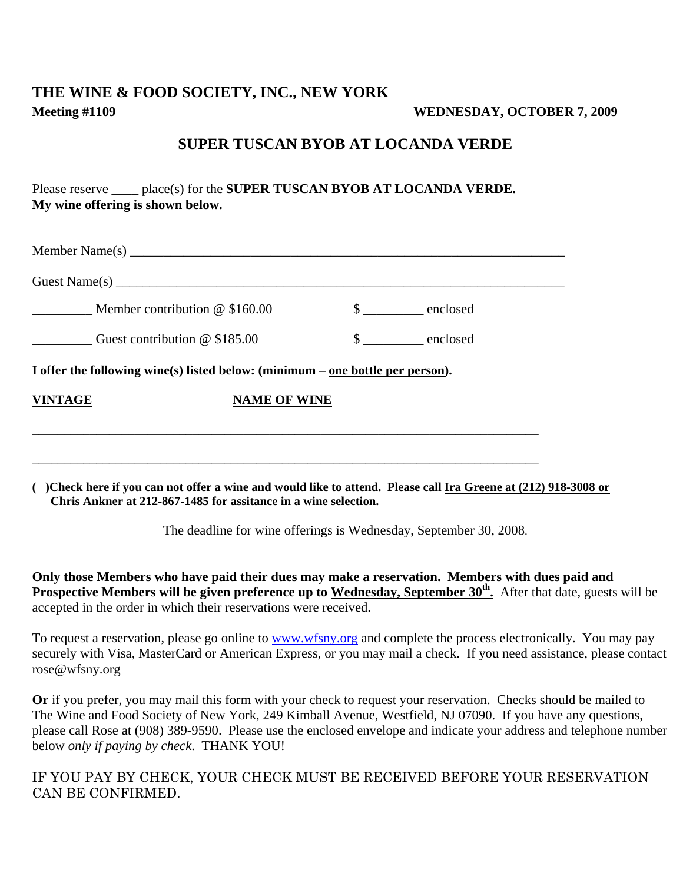# THE WINE & FOOD SOCIETY, INC., NEW YORK

**Meeting #1109** **WEDNESDAY, OCTOBER 7, 2009**

## SUPER TUSCAN BYOB AT LOCANDA VERDE

Please reserve ____ place(s) for the **SUPER TUSCAN BYOB AT LOCANDA VERDE.**
**My wine offering is shown below.**

Member Name(s) ____________________________________________________________________

Guest Name(s) _____________________________________________________________________

_________ Member contribution @ $160.00 $ _________ enclosed

_________ Guest contribution @ $185.00 $ _________ enclosed

**I offer the following wine(s) listed below: (minimum – one bottle per person).**

**VINTAGE** **NAME OF WINE**

_______________________________________________________________________________

_______________________________________________________________________________

**( )Check here if you can not offer a wine and would like to attend. Please call Ira Greene at (212) 918-3008 or Chris Ankner at 212-867-1485 for assitance in a wine selection.**

The deadline for wine offerings is Wednesday, September 30, 2008.

**Only those Members who have paid their dues may make a reservation. Members with dues paid and Prospective Members will be given preference up to Wednesday, September 30th.** After that date, guests will be accepted in the order in which their reservations were received.

To request a reservation, please go online to www.wfsny.org and complete the process electronically. You may pay securely with Visa, MasterCard or American Express, or you may mail a check. If you need assistance, please contact rose@wfsny.org

**Or** if you prefer, you may mail this form with your check to request your reservation. Checks should be mailed to The Wine and Food Society of New York, 249 Kimball Avenue, Westfield, NJ 07090. If you have any questions, please call Rose at (908) 389-9590. Please use the enclosed envelope and indicate your address and telephone number below *only if paying by check*. THANK YOU!

IF YOU PAY BY CHECK, YOUR CHECK MUST BE RECEIVED BEFORE YOUR RESERVATION CAN BE CONFIRMED.